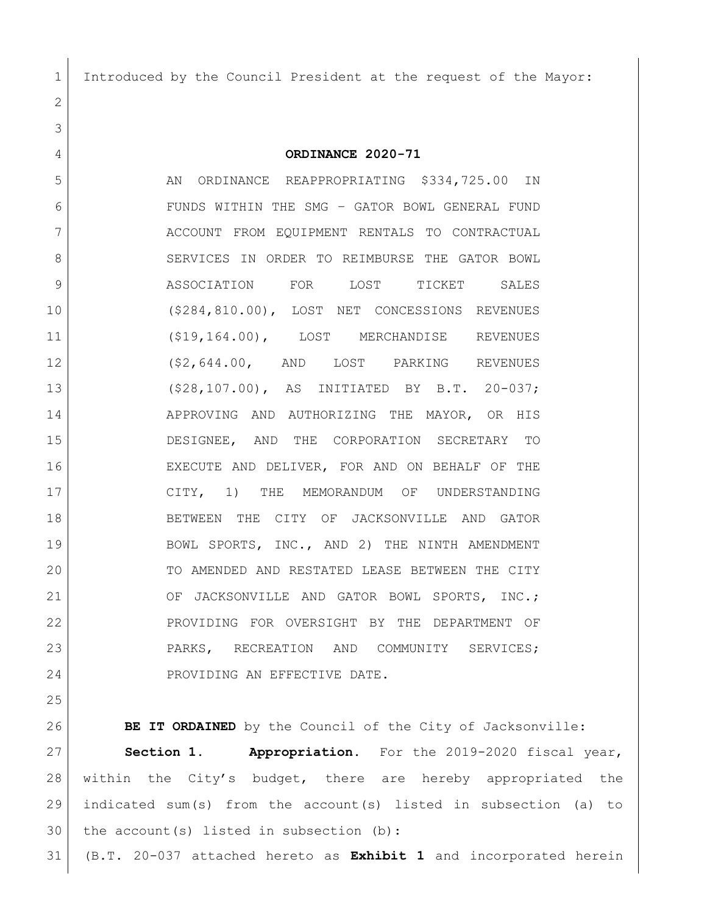Introduced by the Council President at the request of the Mayor:

**ORDINANCE 2020-71**

AN ORDINANCE REAPPROPRIATING $334,725.00 IN FUNDS WITHIN THE SMG – GATOR BOWL GENERAL FUND ACCOUNT FROM EQUIPMENT RENTALS TO CONTRACTUAL SERVICES IN ORDER TO REIMBURSE THE GATOR BOWL ASSOCIATION FOR LOST TICKET SALES ($284,810.00), LOST NET CONCESSIONS REVENUES ($19,164.00), LOST MERCHANDISE REVENUES ($2,644.00, AND LOST PARKING REVENUES ($28,107.00), AS INITIATED BY B.T. 20-037; APPROVING AND AUTHORIZING THE MAYOR, OR HIS DESIGNEE, AND THE CORPORATION SECRETARY TO EXECUTE AND DELIVER, FOR AND ON BEHALF OF THE CITY, 1) THE MEMORANDUM OF UNDERSTANDING BETWEEN THE CITY OF JACKSONVILLE AND GATOR BOWL SPORTS, INC., AND 2) THE NINTH AMENDMENT TO AMENDED AND RESTATED LEASE BETWEEN THE CITY OF JACKSONVILLE AND GATOR BOWL SPORTS, INC.; PROVIDING FOR OVERSIGHT BY THE DEPARTMENT OF PARKS, RECREATION AND COMMUNITY SERVICES; PROVIDING AN EFFECTIVE DATE.

**BE IT ORDAINED** by the Council of the City of Jacksonville:

**Section 1. Appropriation.** For the 2019-2020 fiscal year, within the City's budget, there are hereby appropriated the indicated sum(s) from the account(s) listed in subsection (a) to the account(s) listed in subsection (b):

(B.T. 20-037 attached hereto as **Exhibit 1** and incorporated herein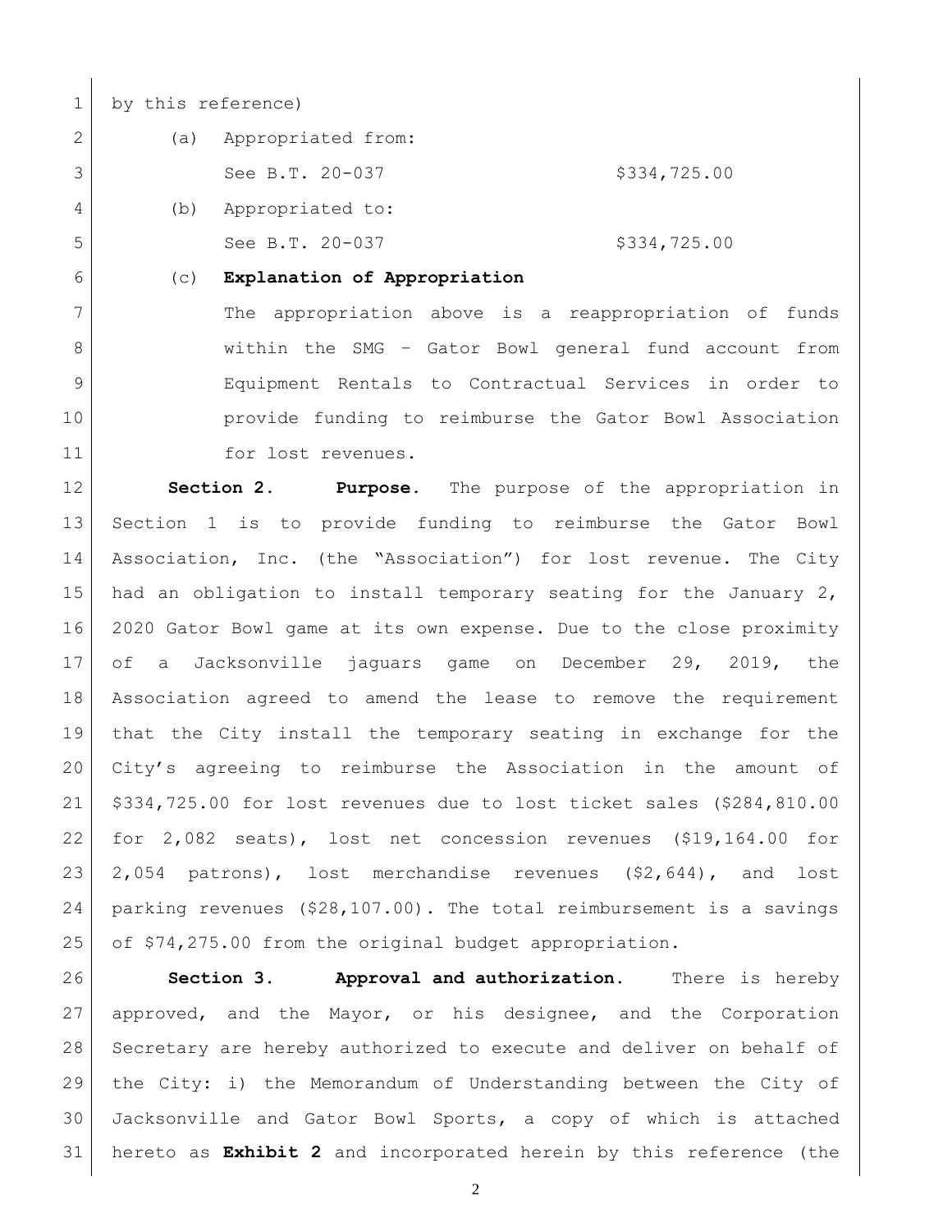by this reference)

(a) Appropriated from:

See B.T. 20-037 $334,725.00

(b) Appropriated to:

See B.T. 20-037 $334,725.00

(c) **Explanation of Appropriation**

The appropriation above is a reappropriation of funds within the SMG – Gator Bowl general fund account from Equipment Rentals to Contractual Services in order to provide funding to reimburse the Gator Bowl Association for lost revenues.

**Section 2. Purpose.** The purpose of the appropriation in Section 1 is to provide funding to reimburse the Gator Bowl Association, Inc. (the "Association") for lost revenue. The City had an obligation to install temporary seating for the January 2, 2020 Gator Bowl game at its own expense. Due to the close proximity of a Jacksonville jaguars game on December 29, 2019, the Association agreed to amend the lease to remove the requirement that the City install the temporary seating in exchange for the City's agreeing to reimburse the Association in the amount of $334,725.00 for lost revenues due to lost ticket sales ($284,810.00 for 2,082 seats), lost net concession revenues ($19,164.00 for 2,054 patrons), lost merchandise revenues ($2,644), and lost parking revenues ($28,107.00). The total reimbursement is a savings of $74,275.00 from the original budget appropriation.

**Section 3. Approval and authorization.** There is hereby approved, and the Mayor, or his designee, and the Corporation Secretary are hereby authorized to execute and deliver on behalf of the City: i) the Memorandum of Understanding between the City of Jacksonville and Gator Bowl Sports, a copy of which is attached hereto as **Exhibit 2** and incorporated herein by this reference (the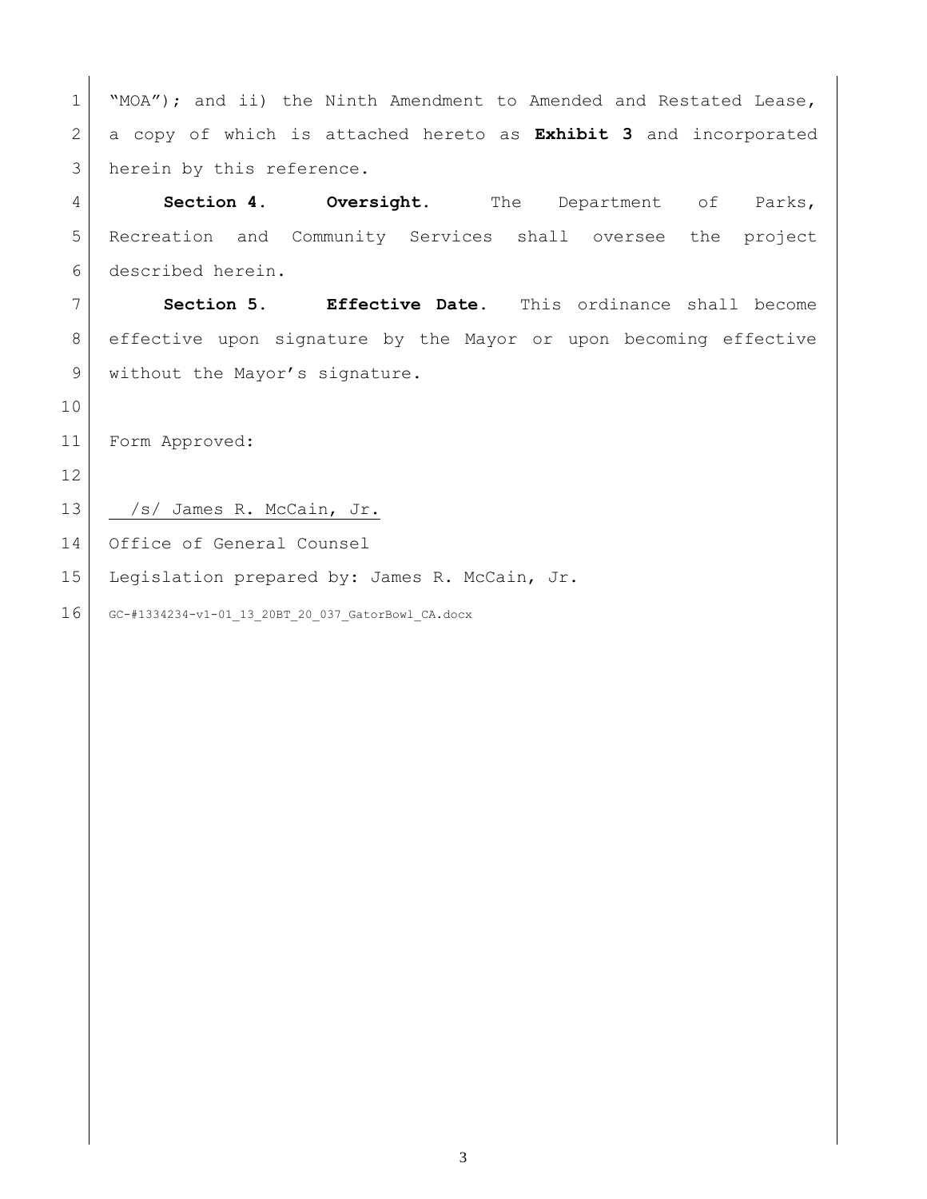"MOA"); and ii) the Ninth Amendment to Amended and Restated Lease, a copy of which is attached hereto as **Exhibit 3** and incorporated herein by this reference.

**Section 4. Oversight.** The Department of Parks, Recreation and Community Services shall oversee the project described herein.

**Section 5. Effective Date.** This ordinance shall become effective upon signature by the Mayor or upon becoming effective without the Mayor's signature.

Form Approved:

/s/ James R. McCain, Jr.

Office of General Counsel

Legislation prepared by: James R. McCain, Jr.

GC-#1334234-v1-01_13_20BT_20_037_GatorBowl_CA.docx